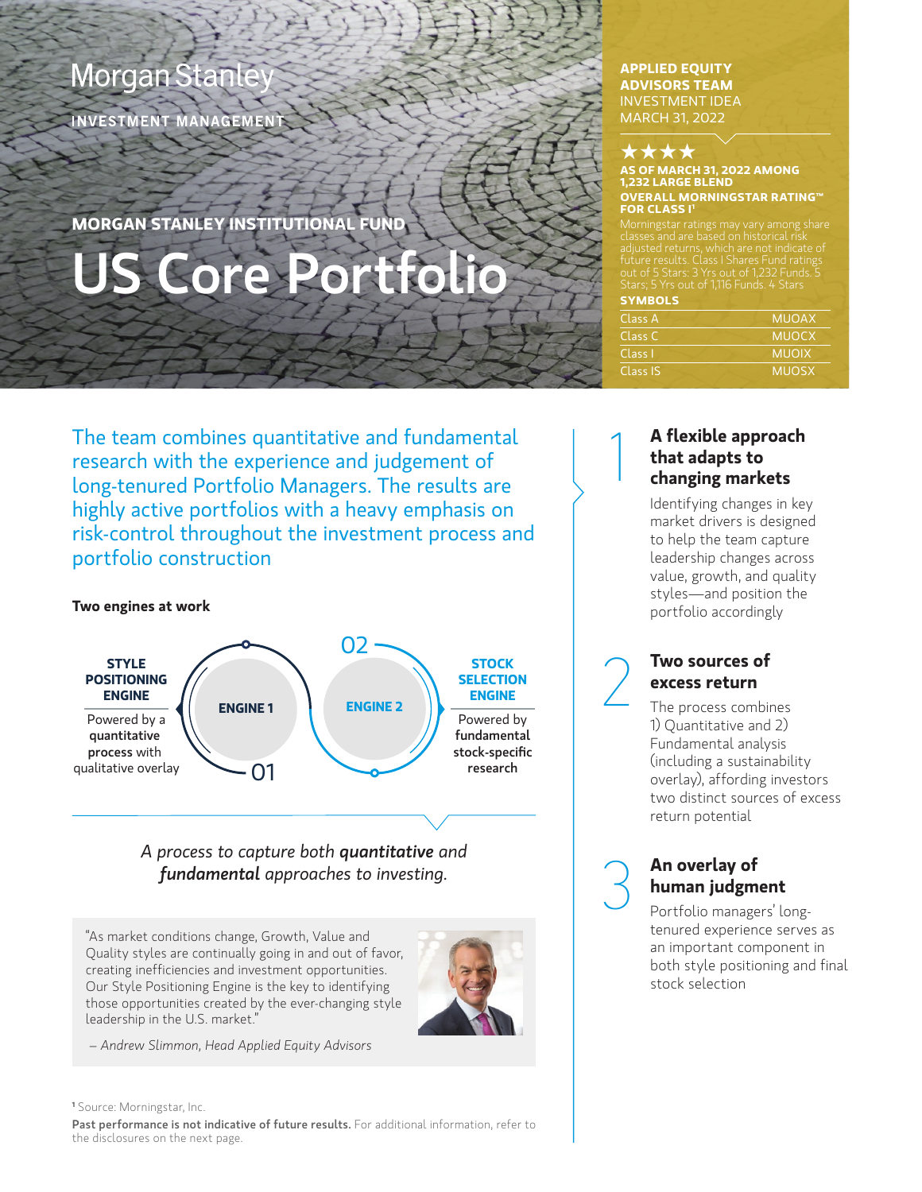Morgan Stanley

INVESTMENT MANAGEMENT

**MORGAN STANLEY INSTITUTIONAL FUND**

# US Core Portfolio

**APPLIED EQUITY ADVISORS TEAM**
INVESTMENT IDEA
MARCH 31, 2022

★★★★

**AS OF MARCH 31, 2022 AMONG 1,232 LARGE BLEND**

**OVERALL MORNINGSTAR RATING™ FOR CLASS I**[1]

Morningstar ratings may vary among share classes and are based on historical risk adjusted returns, which are not indicate of future results. Class I Shares Fund ratings out of 5 Stars: 3 Yrs out of 1,232 Funds. 5 Stars; 5 Yrs out of 1,116 Funds. 4 Stars

**SYMBOLS**

| | |
|---|---|
| Class A | MUOAX |
| Class C | MUOCX |
| Class I | MUOIX |
| Class IS | MUOSX |

The team combines quantitative and fundamental research with the experience and judgement of long-tenured Portfolio Managers. The results are highly active portfolios with a heavy emphasis on risk-control throughout the investment process and portfolio construction

**Two engines at work**

**ENGINE 1** (01) — **STYLE POSITIONING ENGINE**: Powered by a **quantitative process** with qualitative overlay

**ENGINE 2** (02) — **STOCK SELECTION ENGINE**: Powered by **fundamental stock-specific research**

*A process to capture both **quantitative** and **fundamental** approaches to investing.*

"As market conditions change, Growth, Value and Quality styles are continually going in and out of favor, creating inefficiencies and investment opportunities. Our Style Positioning Engine is the key to identifying those opportunities created by the ever-changing style leadership in the U.S. market."

*– Andrew Slimmon, Head Applied Equity Advisors*

### 1 A flexible approach that adapts to changing markets

Identifying changes in key market drivers is designed to help the team capture leadership changes across value, growth, and quality styles—and position the portfolio accordingly

### 2 Two sources of excess return

The process combines 1) Quantitative and 2) Fundamental analysis (including a sustainability overlay), affording investors two distinct sources of excess return potential

### 3 An overlay of human judgment

Portfolio managers' long-tenured experience serves as an important component in both style positioning and final stock selection

[1] Source: Morningstar, Inc.

**Past performance is not indicative of future results.** For additional information, refer to the disclosures on the next page.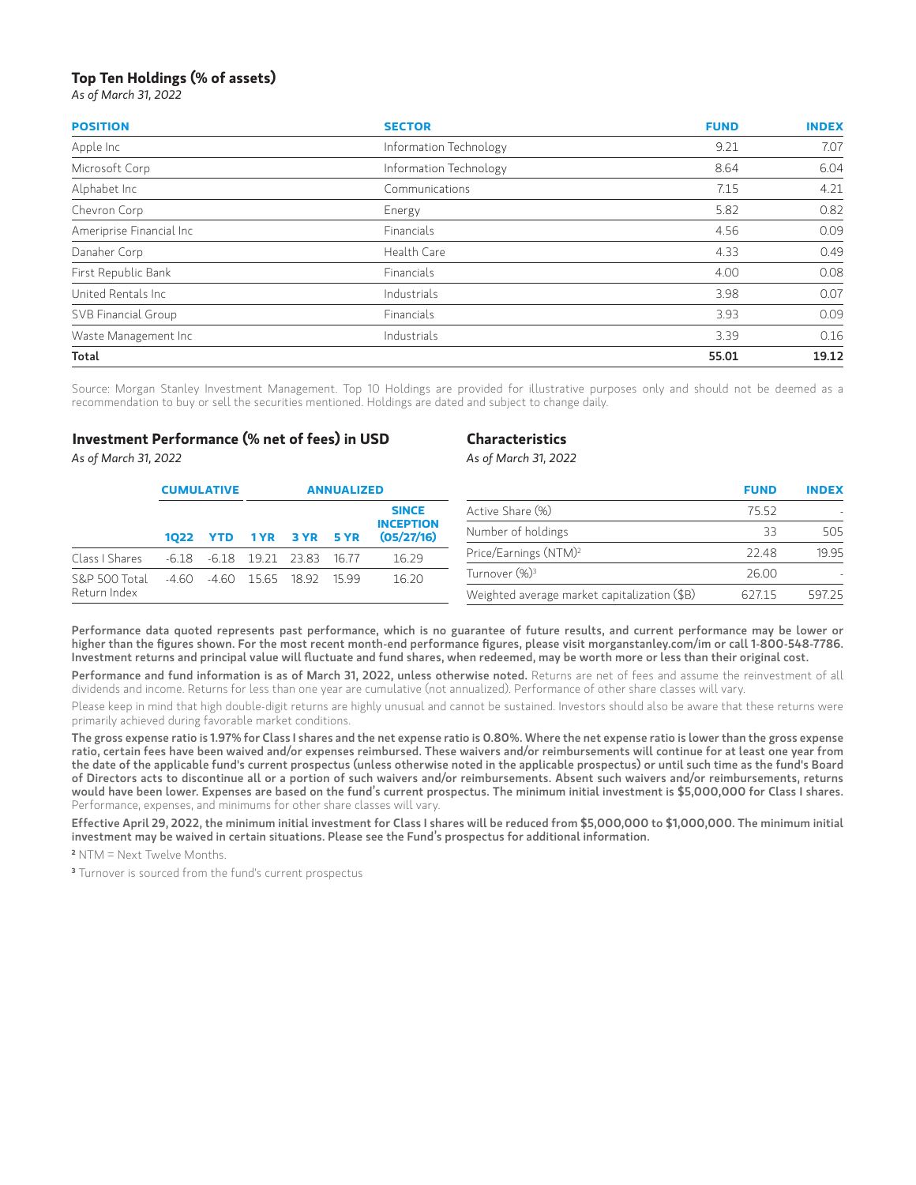## Top Ten Holdings (% of assets)

*As of March 31, 2022*

| POSITION | SECTOR | FUND | INDEX |
|---|---|---|---|
| Apple Inc | Information Technology | 9.21 | 7.07 |
| Microsoft Corp | Information Technology | 8.64 | 6.04 |
| Alphabet Inc | Communications | 7.15 | 4.21 |
| Chevron Corp | Energy | 5.82 | 0.82 |
| Ameriprise Financial Inc | Financials | 4.56 | 0.09 |
| Danaher Corp | Health Care | 4.33 | 0.49 |
| First Republic Bank | Financials | 4.00 | 0.08 |
| United Rentals Inc | Industrials | 3.98 | 0.07 |
| SVB Financial Group | Financials | 3.93 | 0.09 |
| Waste Management Inc | Industrials | 3.39 | 0.16 |
| **Total** | | **55.01** | **19.12** |

Source: Morgan Stanley Investment Management. Top 10 Holdings are provided for illustrative purposes only and should not be deemed as a recommendation to buy or sell the securities mentioned. Holdings are dated and subject to change daily.

## Investment Performance (% net of fees) in USD

*As of March 31, 2022*

| | CUMULATIVE | | ANNUALIZED | | | |
|---|---|---|---|---|---|---|
| | 1Q22 | YTD | 1 YR | 3 YR | 5 YR | SINCE INCEPTION (05/27/16) |
| Class I Shares | -6.18 | -6.18 | 19.21 | 23.83 | 16.77 | 16.29 |
| S&P 500 Total Return Index | -4.60 | -4.60 | 15.65 | 18.92 | 15.99 | 16.20 |

## Characteristics

*As of March 31, 2022*

| | FUND | INDEX |
|---|---|---|
| Active Share (%) | 75.52 | - |
| Number of holdings | 33 | 505 |
| Price/Earnings (NTM)[2] | 22.48 | 19.95 |
| Turnover (%)[3] | 26.00 | - |
| Weighted average market capitalization ($B) | 627.15 | 597.25 |

**Performance data quoted represents past performance, which is no guarantee of future results, and current performance may be lower or higher than the figures shown. For the most recent month-end performance figures, please visit morganstanley.com/im or call 1-800-548-7786. Investment returns and principal value will fluctuate and fund shares, when redeemed, may be worth more or less than their original cost.**

**Performance and fund information is as of March 31, 2022, unless otherwise noted.** Returns are net of fees and assume the reinvestment of all dividends and income. Returns for less than one year are cumulative (not annualized). Performance of other share classes will vary.

Please keep in mind that high double-digit returns are highly unusual and cannot be sustained. Investors should also be aware that these returns were primarily achieved during favorable market conditions.

**The gross expense ratio is 1.97% for Class I shares and the net expense ratio is 0.80%. Where the net expense ratio is lower than the gross expense ratio, certain fees have been waived and/or expenses reimbursed. These waivers and/or reimbursements will continue for at least one year from the date of the applicable fund's current prospectus (unless otherwise noted in the applicable prospectus) or until such time as the fund's Board of Directors acts to discontinue all or a portion of such waivers and/or reimbursements. Absent such waivers and/or reimbursements, returns would have been lower. Expenses are based on the fund's current prospectus. The minimum initial investment is $5,000,000 for Class I shares.** Performance, expenses, and minimums for other share classes will vary.

**Effective April 29, 2022, the minimum initial investment for Class I shares will be reduced from $5,000,000 to $1,000,000. The minimum initial investment may be waived in certain situations. Please see the Fund's prospectus for additional information.**

[2] NTM = Next Twelve Months.

[3] Turnover is sourced from the fund's current prospectus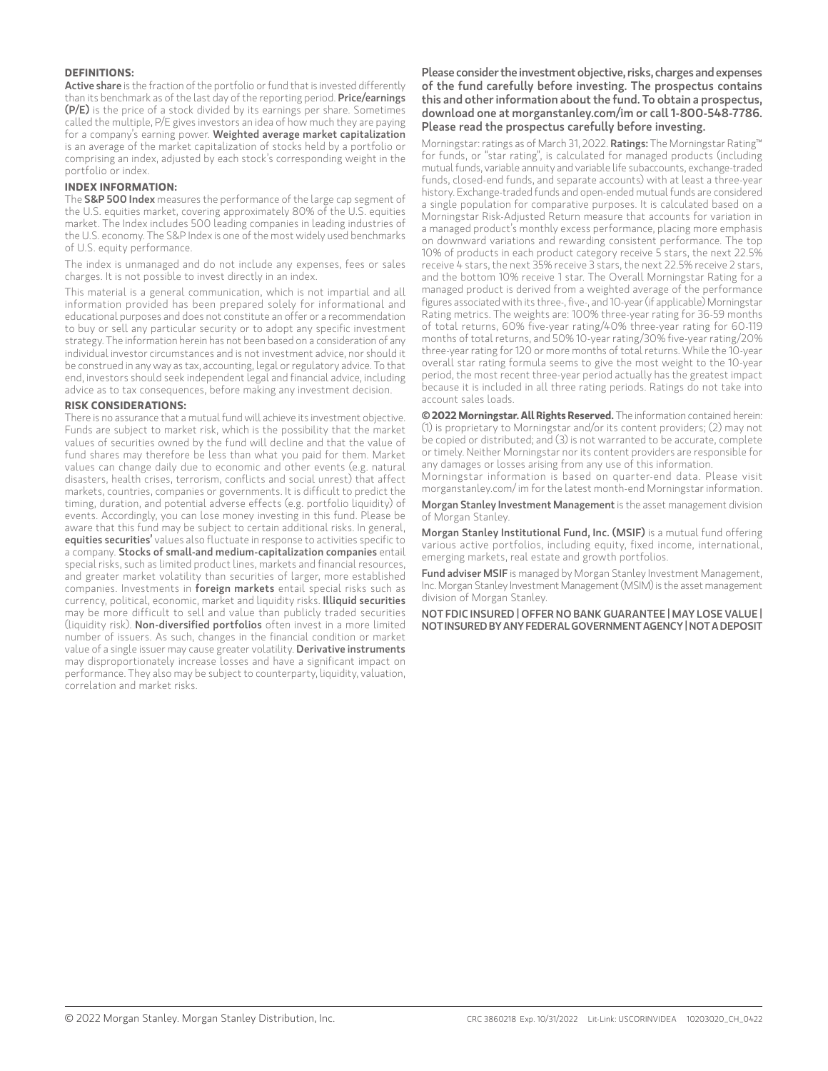### DEFINITIONS:

**Active share** is the fraction of the portfolio or fund that is invested differently than its benchmark as of the last day of the reporting period. **Price/earnings (P/E)** is the price of a stock divided by its earnings per share. Sometimes called the multiple, P/E gives investors an idea of how much they are paying for a company's earning power. **Weighted average market capitalization** is an average of the market capitalization of stocks held by a portfolio or comprising an index, adjusted by each stock's corresponding weight in the portfolio or index.

### INDEX INFORMATION:

The **S&P 500 Index** measures the performance of the large cap segment of the U.S. equities market, covering approximately 80% of the U.S. equities market. The Index includes 500 leading companies in leading industries of the U.S. economy. The S&P Index is one of the most widely used benchmarks of U.S. equity performance.

The index is unmanaged and do not include any expenses, fees or sales charges. It is not possible to invest directly in an index.

This material is a general communication, which is not impartial and all information provided has been prepared solely for informational and educational purposes and does not constitute an offer or a recommendation to buy or sell any particular security or to adopt any specific investment strategy. The information herein has not been based on a consideration of any individual investor circumstances and is not investment advice, nor should it be construed in any way as tax, accounting, legal or regulatory advice. To that end, investors should seek independent legal and financial advice, including advice as to tax consequences, before making any investment decision.

### RISK CONSIDERATIONS:

There is no assurance that a mutual fund will achieve its investment objective. Funds are subject to market risk, which is the possibility that the market values of securities owned by the fund will decline and that the value of fund shares may therefore be less than what you paid for them. Market values can change daily due to economic and other events (e.g. natural disasters, health crises, terrorism, conflicts and social unrest) that affect markets, countries, companies or governments. It is difficult to predict the timing, duration, and potential adverse effects (e.g. portfolio liquidity) of events. Accordingly, you can lose money investing in this fund. Please be aware that this fund may be subject to certain additional risks. In general, **equities securities'** values also fluctuate in response to activities specific to a company. **Stocks of small-and medium-capitalization companies** entail special risks, such as limited product lines, markets and financial resources, and greater market volatility than securities of larger, more established companies. Investments in **foreign markets** entail special risks such as currency, political, economic, market and liquidity risks. **Illiquid securities** may be more difficult to sell and value than publicly traded securities (liquidity risk). **Non-diversified portfolios** often invest in a more limited number of issuers. As such, changes in the financial condition or market value of a single issuer may cause greater volatility. **Derivative instruments** may disproportionately increase losses and have a significant impact on performance. They also may be subject to counterparty, liquidity, valuation, correlation and market risks.

**Please consider the investment objective, risks, charges and expenses of the fund carefully before investing. The prospectus contains this and other information about the fund. To obtain a prospectus, download one at morganstanley.com/im or call 1-800-548-7786. Please read the prospectus carefully before investing.**

Morningstar: ratings as of March 31, 2022. **Ratings:** The Morningstar Rating™ for funds, or "star rating", is calculated for managed products (including mutual funds, variable annuity and variable life subaccounts, exchange-traded funds, closed-end funds, and separate accounts) with at least a three-year history. Exchange-traded funds and open-ended mutual funds are considered a single population for comparative purposes. It is calculated based on a Morningstar Risk-Adjusted Return measure that accounts for variation in a managed product's monthly excess performance, placing more emphasis on downward variations and rewarding consistent performance. The top 10% of products in each product category receive 5 stars, the next 22.5% receive 4 stars, the next 35% receive 3 stars, the next 22.5% receive 2 stars, and the bottom 10% receive 1 star. The Overall Morningstar Rating for a managed product is derived from a weighted average of the performance figures associated with its three-, five-, and 10-year (if applicable) Morningstar Rating metrics. The weights are: 100% three-year rating for 36-59 months of total returns, 60% five-year rating/40% three-year rating for 60-119 months of total returns, and 50% 10-year rating/30% five-year rating/20% three-year rating for 120 or more months of total returns. While the 10-year overall star rating formula seems to give the most weight to the 10-year period, the most recent three-year period actually has the greatest impact because it is included in all three rating periods. Ratings do not take into account sales loads.

**© 2022 Morningstar. All Rights Reserved.** The information contained herein: (1) is proprietary to Morningstar and/or its content providers; (2) may not be copied or distributed; and (3) is not warranted to be accurate, complete or timely. Neither Morningstar nor its content providers are responsible for any damages or losses arising from any use of this information.
Morningstar information is based on quarter-end data. Please visit morganstanley.com/ im for the latest month-end Morningstar information.

**Morgan Stanley Investment Management** is the asset management division of Morgan Stanley.

**Morgan Stanley Institutional Fund, Inc. (MSIF)** is a mutual fund offering various active portfolios, including equity, fixed income, international, emerging markets, real estate and growth portfolios.

**Fund adviser MSIF** is managed by Morgan Stanley Investment Management, Inc. Morgan Stanley Investment Management (MSIM) is the asset management division of Morgan Stanley.

**NOT FDIC INSURED | OFFER NO BANK GUARANTEE | MAY LOSE VALUE | NOT INSURED BY ANY FEDERAL GOVERNMENT AGENCY | NOT A DEPOSIT**

© 2022 Morgan Stanley. Morgan Stanley Distribution, Inc.

CRC 3860218 Exp. 10/31/2022 Lit-Link: USCORINVIDEA 10203020_CH_0422